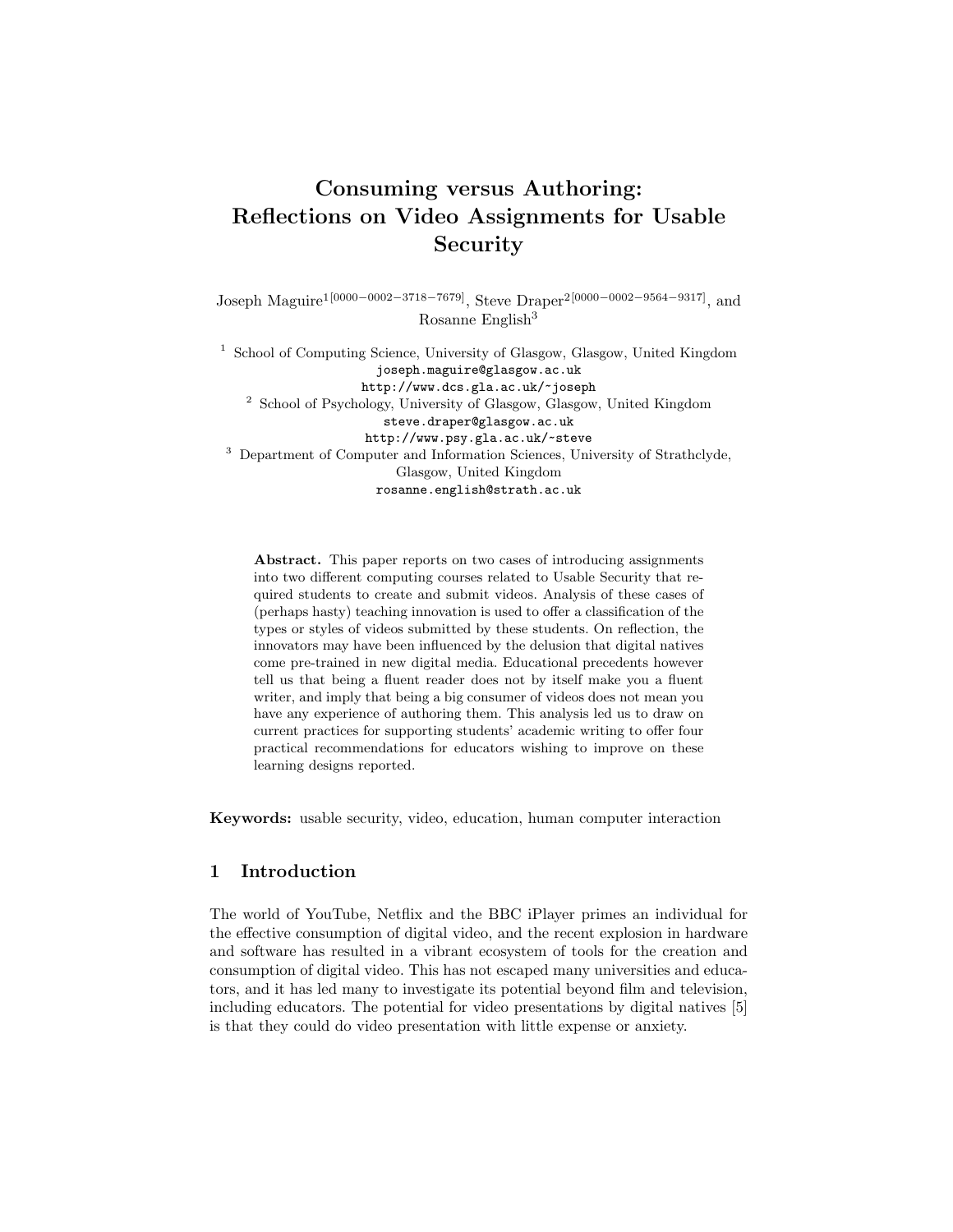# Consuming versus Authoring: Reflections on Video Assignments for Usable Security

Joseph Maguire[1[0000−0002−3718−7679]], Steve Draper[2[0000−0002−9564−9317]], and Rosanne English[3]

[1] School of Computing Science, University of Glasgow, Glasgow, United Kingdom
joseph.maguire@glasgow.ac.uk
http://www.dcs.gla.ac.uk/~joseph

[2] School of Psychology, University of Glasgow, Glasgow, United Kingdom
steve.draper@glasgow.ac.uk
http://www.psy.gla.ac.uk/~steve

[3] Department of Computer and Information Sciences, University of Strathclyde, Glasgow, United Kingdom
rosanne.english@strath.ac.uk

**Abstract.** This paper reports on two cases of introducing assignments into two different computing courses related to Usable Security that required students to create and submit videos. Analysis of these cases of (perhaps hasty) teaching innovation is used to offer a classification of the types or styles of videos submitted by these students. On reflection, the innovators may have been influenced by the delusion that digital natives come pre-trained in new digital media. Educational precedents however tell us that being a fluent reader does not by itself make you a fluent writer, and imply that being a big consumer of videos does not mean you have any experience of authoring them. This analysis led us to draw on current practices for supporting students' academic writing to offer four practical recommendations for educators wishing to improve on these learning designs reported.

**Keywords:** usable security, video, education, human computer interaction

## 1 Introduction

The world of YouTube, Netflix and the BBC iPlayer primes an individual for the effective consumption of digital video, and the recent explosion in hardware and software has resulted in a vibrant ecosystem of tools for the creation and consumption of digital video. This has not escaped many universities and educators, and it has led many to investigate its potential beyond film and television, including educators. The potential for video presentations by digital natives [5] is that they could do video presentation with little expense or anxiety.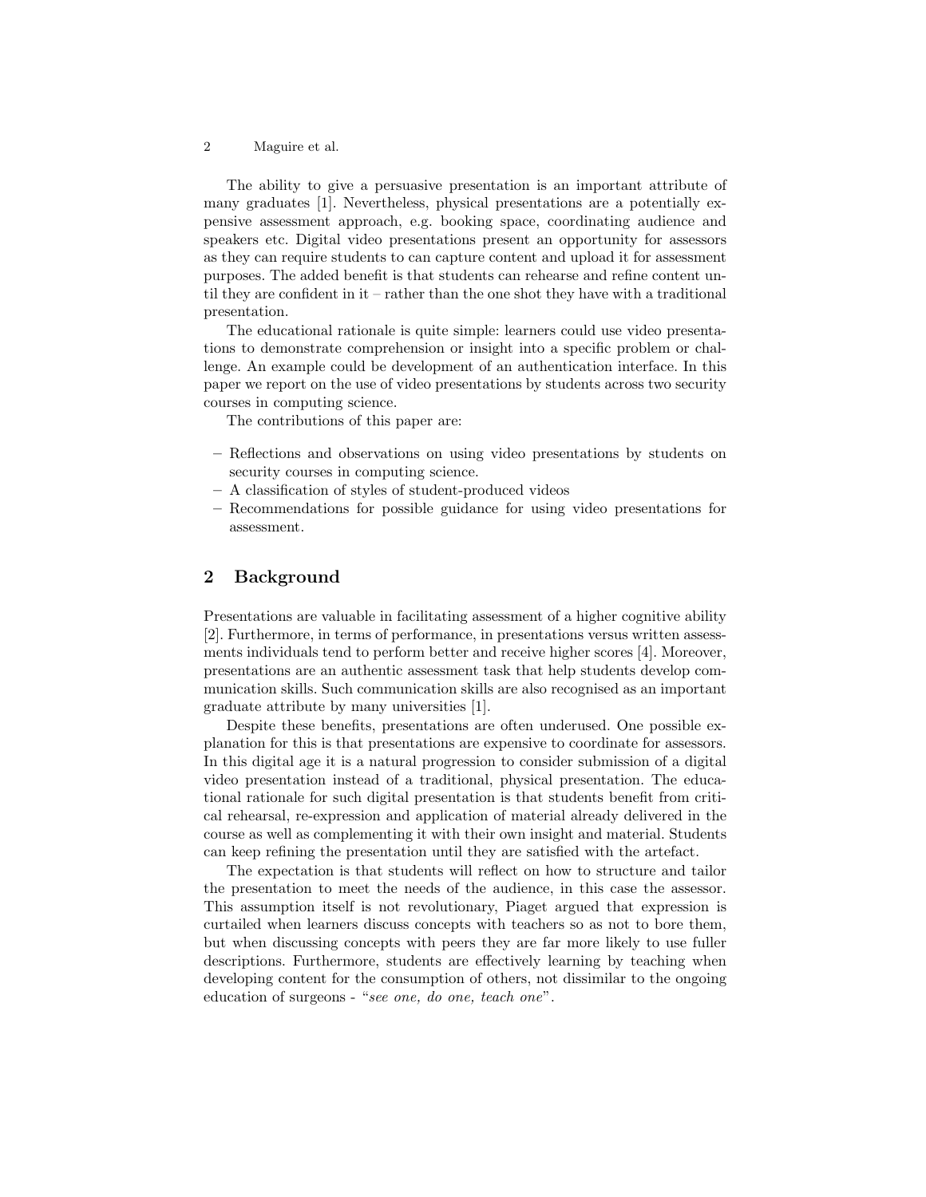The ability to give a persuasive presentation is an important attribute of many graduates [1]. Nevertheless, physical presentations are a potentially expensive assessment approach, e.g. booking space, coordinating audience and speakers etc. Digital video presentations present an opportunity for assessors as they can require students to can capture content and upload it for assessment purposes. The added benefit is that students can rehearse and refine content until they are confident in it – rather than the one shot they have with a traditional presentation.

The educational rationale is quite simple: learners could use video presentations to demonstrate comprehension or insight into a specific problem or challenge. An example could be development of an authentication interface. In this paper we report on the use of video presentations by students across two security courses in computing science.

The contributions of this paper are:

- Reflections and observations on using video presentations by students on security courses in computing science.
- A classification of styles of student-produced videos
- Recommendations for possible guidance for using video presentations for assessment.

## 2 Background

Presentations are valuable in facilitating assessment of a higher cognitive ability [2]. Furthermore, in terms of performance, in presentations versus written assessments individuals tend to perform better and receive higher scores [4]. Moreover, presentations are an authentic assessment task that help students develop communication skills. Such communication skills are also recognised as an important graduate attribute by many universities [1].

Despite these benefits, presentations are often underused. One possible explanation for this is that presentations are expensive to coordinate for assessors. In this digital age it is a natural progression to consider submission of a digital video presentation instead of a traditional, physical presentation. The educational rationale for such digital presentation is that students benefit from critical rehearsal, re-expression and application of material already delivered in the course as well as complementing it with their own insight and material. Students can keep refining the presentation until they are satisfied with the artefact.

The expectation is that students will reflect on how to structure and tailor the presentation to meet the needs of the audience, in this case the assessor. This assumption itself is not revolutionary, Piaget argued that expression is curtailed when learners discuss concepts with teachers so as not to bore them, but when discussing concepts with peers they are far more likely to use fuller descriptions. Furthermore, students are effectively learning by teaching when developing content for the consumption of others, not dissimilar to the ongoing education of surgeons - "*see one, do one, teach one*".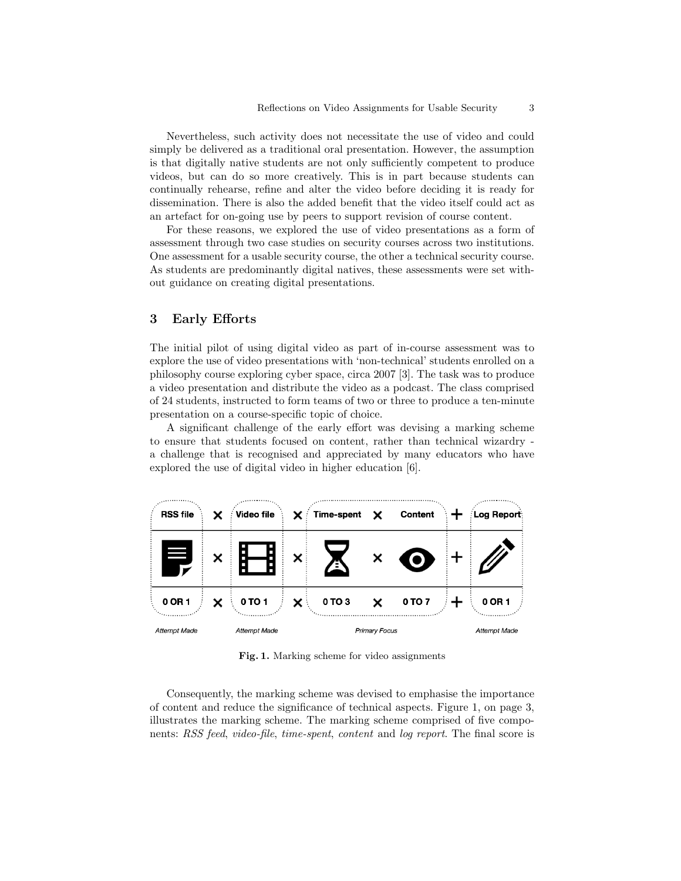Nevertheless, such activity does not necessitate the use of video and could simply be delivered as a traditional oral presentation. However, the assumption is that digitally native students are not only sufficiently competent to produce videos, but can do so more creatively. This is in part because students can continually rehearse, refine and alter the video before deciding it is ready for dissemination. There is also the added benefit that the video itself could act as an artefact for on-going use by peers to support revision of course content.

For these reasons, we explored the use of video presentations as a form of assessment through two case studies on security courses across two institutions. One assessment for a usable security course, the other a technical security course. As students are predominantly digital natives, these assessments were set without guidance on creating digital presentations.

## 3 Early Efforts

The initial pilot of using digital video as part of in-course assessment was to explore the use of video presentations with 'non-technical' students enrolled on a philosophy course exploring cyber space, circa 2007 [3]. The task was to produce a video presentation and distribute the video as a podcast. The class comprised of 24 students, instructed to form teams of two or three to produce a ten-minute presentation on a course-specific topic of choice.

A significant challenge of the early effort was devising a marking scheme to ensure that students focused on content, rather than technical wizardry - a challenge that is recognised and appreciated by many educators who have explored the use of digital video in higher education [6].

| RSS file | × | Video file | × | Time-spent | × | Content | + | Log Report |
|---|---|---|---|---|---|---|---|---|
| 0 OR 1 | × | 0 TO 1 | × | 0 TO 3 | × | 0 TO 7 | + | 0 OR 1 |
| *Attempt Made* | | *Attempt Made* | | *Primary Focus* | | | | *Attempt Made* |

**Fig. 1.** Marking scheme for video assignments

Consequently, the marking scheme was devised to emphasise the importance of content and reduce the significance of technical aspects. Figure 1, on page 3, illustrates the marking scheme. The marking scheme comprised of five components: *RSS feed*, *video-file*, *time-spent*, *content* and *log report*. The final score is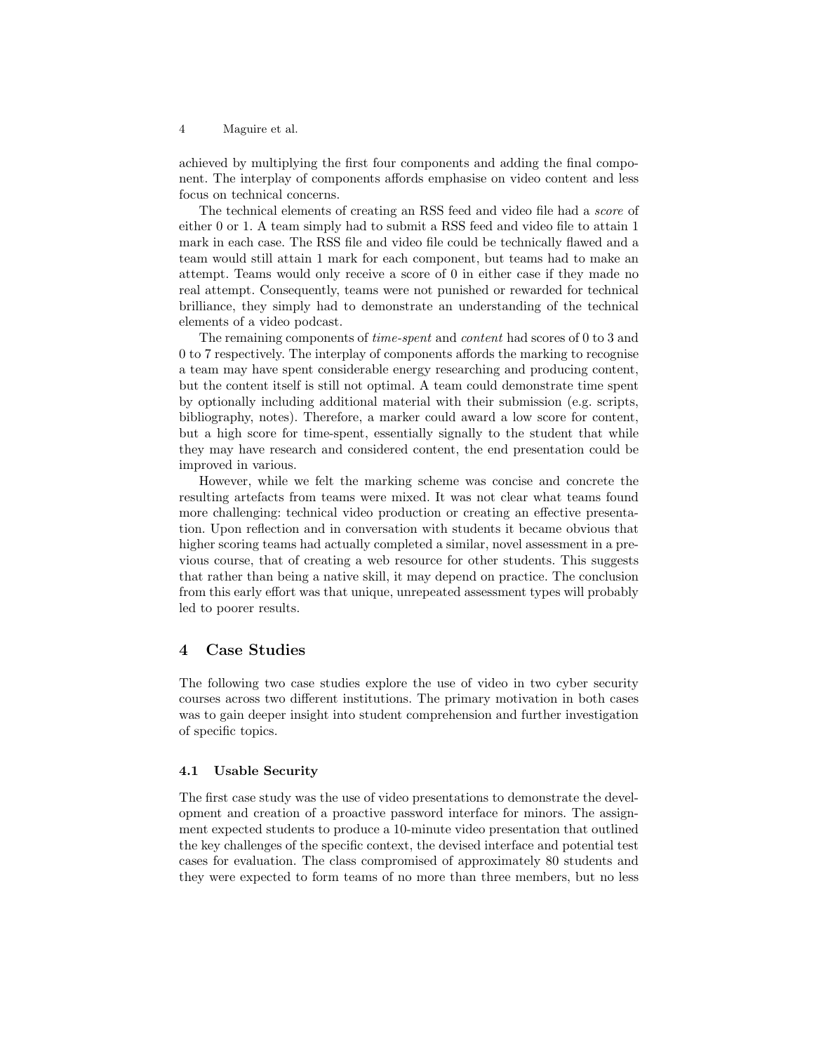achieved by multiplying the first four components and adding the final component. The interplay of components affords emphasise on video content and less focus on technical concerns.

The technical elements of creating an RSS feed and video file had a *score* of either 0 or 1. A team simply had to submit a RSS feed and video file to attain 1 mark in each case. The RSS file and video file could be technically flawed and a team would still attain 1 mark for each component, but teams had to make an attempt. Teams would only receive a score of 0 in either case if they made no real attempt. Consequently, teams were not punished or rewarded for technical brilliance, they simply had to demonstrate an understanding of the technical elements of a video podcast.

The remaining components of *time-spent* and *content* had scores of 0 to 3 and 0 to 7 respectively. The interplay of components affords the marking to recognise a team may have spent considerable energy researching and producing content, but the content itself is still not optimal. A team could demonstrate time spent by optionally including additional material with their submission (e.g. scripts, bibliography, notes). Therefore, a marker could award a low score for content, but a high score for time-spent, essentially signally to the student that while they may have research and considered content, the end presentation could be improved in various.

However, while we felt the marking scheme was concise and concrete the resulting artefacts from teams were mixed. It was not clear what teams found more challenging: technical video production or creating an effective presentation. Upon reflection and in conversation with students it became obvious that higher scoring teams had actually completed a similar, novel assessment in a previous course, that of creating a web resource for other students. This suggests that rather than being a native skill, it may depend on practice. The conclusion from this early effort was that unique, unrepeated assessment types will probably led to poorer results.

## 4 Case Studies

The following two case studies explore the use of video in two cyber security courses across two different institutions. The primary motivation in both cases was to gain deeper insight into student comprehension and further investigation of specific topics.

### 4.1 Usable Security

The first case study was the use of video presentations to demonstrate the development and creation of a proactive password interface for minors. The assignment expected students to produce a 10-minute video presentation that outlined the key challenges of the specific context, the devised interface and potential test cases for evaluation. The class compromised of approximately 80 students and they were expected to form teams of no more than three members, but no less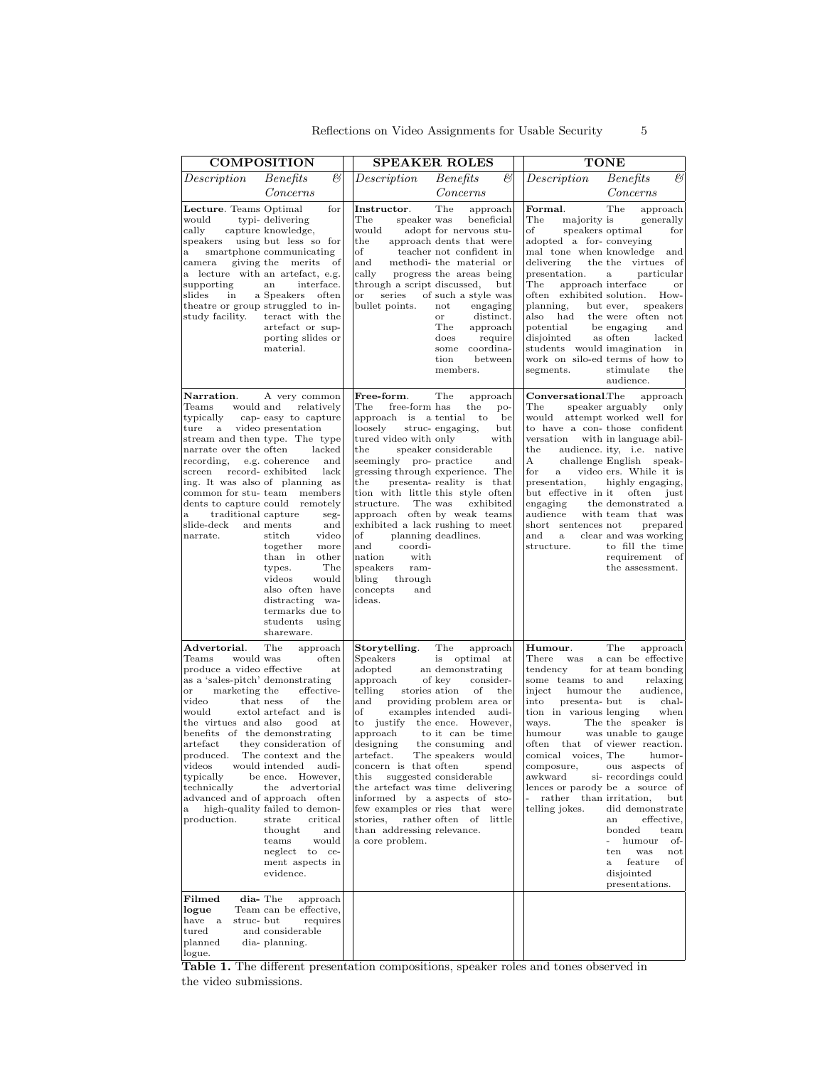| **COMPOSITION** | | **SPEAKER ROLES** | | **TONE** | |
|---|---|---|---|---|---|
| *Description* | *Benefits & Concerns* | *Description* | *Benefits & Concerns* | *Description* | *Benefits & Concerns* |
| **Lecture**. Teams would typically capture speakers using a smartphone camera giving a lecture with supporting slides in a theatre or group study facility. | Optimal for delivering knowledge, but less so for communicating the merits of an artefact, e.g. an interface. Speakers often struggled to interact with the artefact or supporting slides or material. | **Instructor**. The speaker would adopt the approach of teacher and methodically progress through a script or series of bullet points. | The approach was beneficial for nervous students that were not confident in the material or the areas being discussed, but such a style was not engaging or distinct. The approach does require some coordination between members. | **Formal**. The majority of speakers adopted a formal tone when delivering the presentation. The approach often exhibited planning, but also had the potential to be disjointed as students would work on silo-ed segments. | The approach is generally optimal for conveying knowledge and the virtues of a particular interface or solution. However, speakers were often not engaging and often lacked imagination in terms of how to stimulate the audience. |
| **Narration**. Teams would typically capture a video stream and then narrate over the recording, e.g. screen recording. It was also common for students to capture a traditional slide-deck and narrate. | A very common and relatively easy to capture presentation type. The type often lacked coherence and exhibited lack of planning as team members could remotely capture segments and stitch video together more than in other types. The videos would also often have distracting watermarks due to students using shareware. | **Free-form**. The free-form approach is a loosely structured video with the speaker seemingly progressing through the presentation with little structure. The approach often exhibited a lack of planning and coordination with speakers rambling through concepts and ideas. | The approach has the potential to be engaging, but only with considerable practice and experience. The reality is that this style often was exhibited by weak teams rushing to meet deadlines. | **Conversational**. The speaker would attempt to have a conversation with the audience. A challenge for a video presentation, but effective in engaging the audience with short sentences and a clear structure. | The approach arguably only worked well for those confident in language ability, i.e. native English speakers. While it is highly engaging, it often just demonstrated a team that was not prepared and was working to fill the time requirement of the assessment. |
| **Advertorial**. Teams would produce a video as a 'sales-pitch' or marketing video that would extol the virtues and benefits of the artefact they produced. The videos would typically be technically advanced and of a high-quality production. | The approach was often effective at demonstrating the effectiveness of the artefact and is also good at demonstrating consideration of the context and the intended audience. However, the advertorial approach often failed to demonstrate critical thought and teams would neglect to cement aspects in evidence. | **Storytelling**. Speakers adopted an approach of telling stories and providing of examples to justify the approach to designing the artefact. The concern is that this suggested the artefact was informed by a few examples or stories, rather than addressing a core problem. | The approach is optimal at demonstrating key considerations of the problem area or intended audience. However, it can be time consuming and the speakers would often spend considerable time delivering aspects of stories that were often of little relevance. | **Humour**. There was a tendency for some teams to inject humour into presentation in various ways. The humour was often that of comical voices, composure, awkward silences or parody - rather than telling jokes. | The approach can be effective at team bonding and relaxing the audience, but is challenging when the speaker is unable to gauge viewer reaction. The humorous aspects of recordings could be a source of irritation, but did demonstrate an effective, bonded team - humour often was not a feature of disjointed presentations. |
| **Filmed dialogue** Team have a structured and planned dialogue. | The approach can be effective, but requires considerable planning. | | | | |

**Table 1.** The different presentation compositions, speaker roles and tones observed in the video submissions.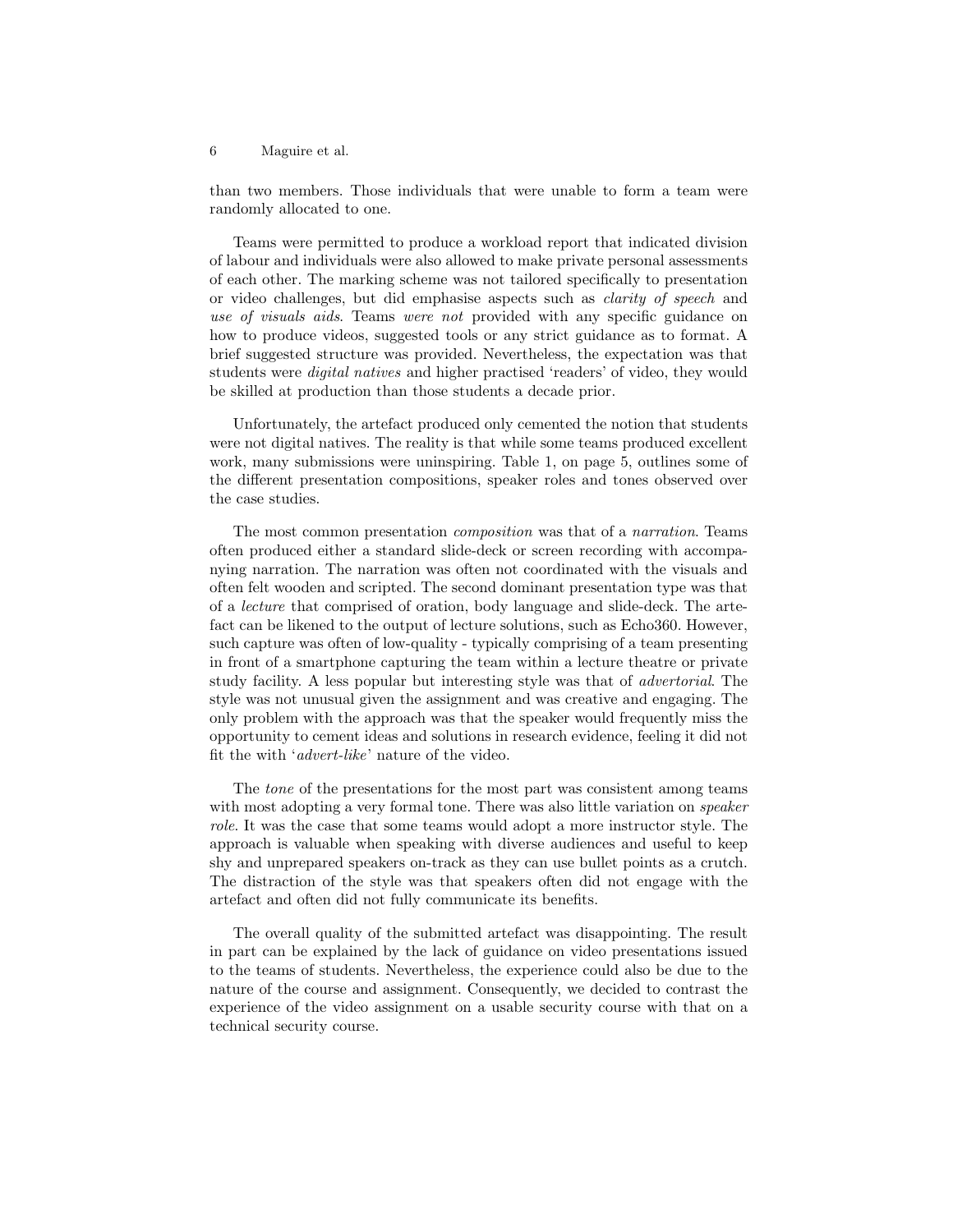than two members. Those individuals that were unable to form a team were randomly allocated to one.

Teams were permitted to produce a workload report that indicated division of labour and individuals were also allowed to make private personal assessments of each other. The marking scheme was not tailored specifically to presentation or video challenges, but did emphasise aspects such as *clarity of speech* and *use of visuals aids*. Teams *were not* provided with any specific guidance on how to produce videos, suggested tools or any strict guidance as to format. A brief suggested structure was provided. Nevertheless, the expectation was that students were *digital natives* and higher practised 'readers' of video, they would be skilled at production than those students a decade prior.

Unfortunately, the artefact produced only cemented the notion that students were not digital natives. The reality is that while some teams produced excellent work, many submissions were uninspiring. Table 1, on page 5, outlines some of the different presentation compositions, speaker roles and tones observed over the case studies.

The most common presentation *composition* was that of a *narration*. Teams often produced either a standard slide-deck or screen recording with accompanying narration. The narration was often not coordinated with the visuals and often felt wooden and scripted. The second dominant presentation type was that of a *lecture* that comprised of oration, body language and slide-deck. The artefact can be likened to the output of lecture solutions, such as Echo360. However, such capture was often of low-quality - typically comprising of a team presenting in front of a smartphone capturing the team within a lecture theatre or private study facility. A less popular but interesting style was that of *advertorial*. The style was not unusual given the assignment and was creative and engaging. The only problem with the approach was that the speaker would frequently miss the opportunity to cement ideas and solutions in research evidence, feeling it did not fit the with '*advert-like*' nature of the video.

The *tone* of the presentations for the most part was consistent among teams with most adopting a very formal tone. There was also little variation on *speaker role*. It was the case that some teams would adopt a more instructor style. The approach is valuable when speaking with diverse audiences and useful to keep shy and unprepared speakers on-track as they can use bullet points as a crutch. The distraction of the style was that speakers often did not engage with the artefact and often did not fully communicate its benefits.

The overall quality of the submitted artefact was disappointing. The result in part can be explained by the lack of guidance on video presentations issued to the teams of students. Nevertheless, the experience could also be due to the nature of the course and assignment. Consequently, we decided to contrast the experience of the video assignment on a usable security course with that on a technical security course.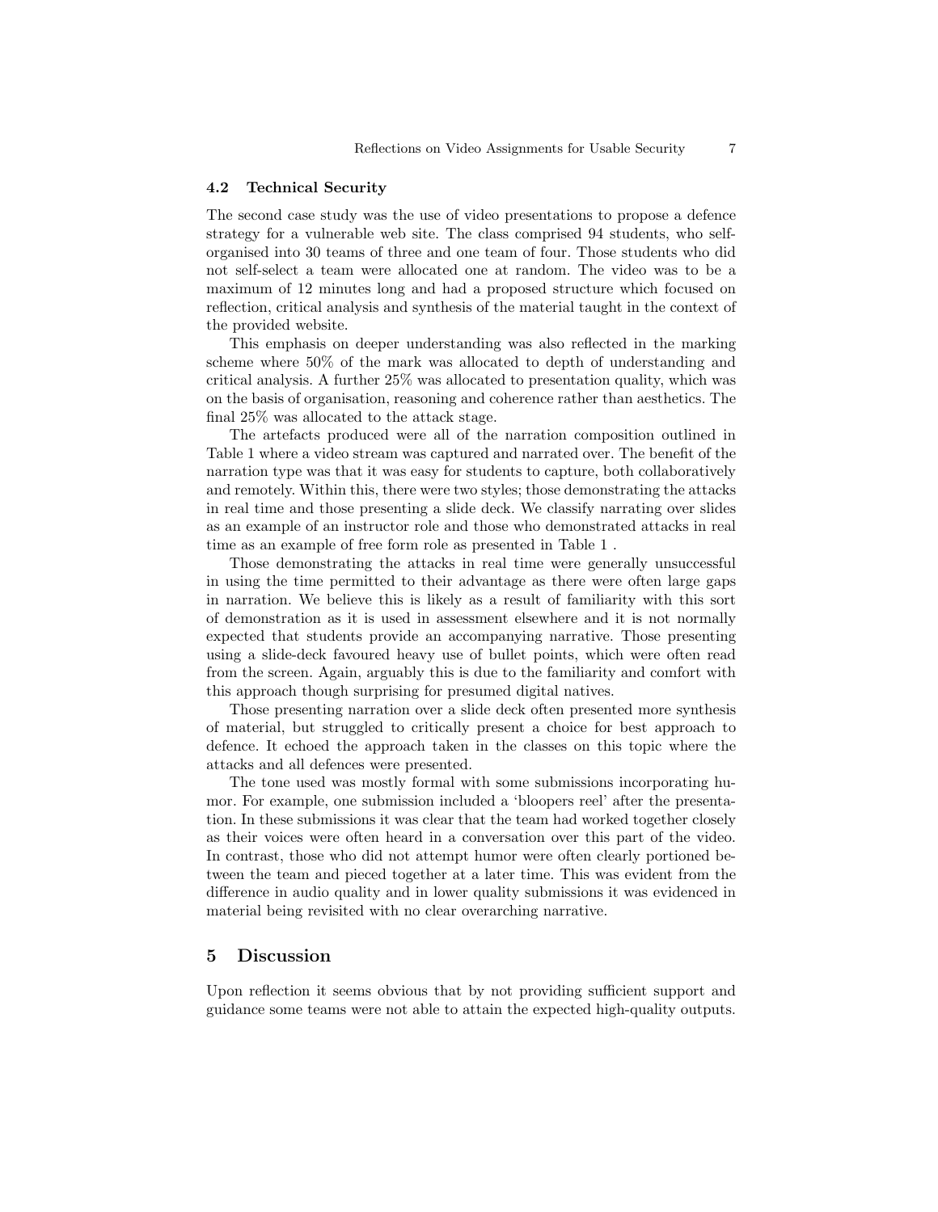### 4.2 Technical Security

The second case study was the use of video presentations to propose a defence strategy for a vulnerable web site. The class comprised 94 students, who self-organised into 30 teams of three and one team of four. Those students who did not self-select a team were allocated one at random. The video was to be a maximum of 12 minutes long and had a proposed structure which focused on reflection, critical analysis and synthesis of the material taught in the context of the provided website.

This emphasis on deeper understanding was also reflected in the marking scheme where 50% of the mark was allocated to depth of understanding and critical analysis. A further 25% was allocated to presentation quality, which was on the basis of organisation, reasoning and coherence rather than aesthetics. The final 25% was allocated to the attack stage.

The artefacts produced were all of the narration composition outlined in Table 1 where a video stream was captured and narrated over. The benefit of the narration type was that it was easy for students to capture, both collaboratively and remotely. Within this, there were two styles; those demonstrating the attacks in real time and those presenting a slide deck. We classify narrating over slides as an example of an instructor role and those who demonstrated attacks in real time as an example of free form role as presented in Table 1 .

Those demonstrating the attacks in real time were generally unsuccessful in using the time permitted to their advantage as there were often large gaps in narration. We believe this is likely as a result of familiarity with this sort of demonstration as it is used in assessment elsewhere and it is not normally expected that students provide an accompanying narrative. Those presenting using a slide-deck favoured heavy use of bullet points, which were often read from the screen. Again, arguably this is due to the familiarity and comfort with this approach though surprising for presumed digital natives.

Those presenting narration over a slide deck often presented more synthesis of material, but struggled to critically present a choice for best approach to defence. It echoed the approach taken in the classes on this topic where the attacks and all defences were presented.

The tone used was mostly formal with some submissions incorporating humor. For example, one submission included a 'bloopers reel' after the presentation. In these submissions it was clear that the team had worked together closely as their voices were often heard in a conversation over this part of the video. In contrast, those who did not attempt humor were often clearly portioned between the team and pieced together at a later time. This was evident from the difference in audio quality and in lower quality submissions it was evidenced in material being revisited with no clear overarching narrative.

## 5 Discussion

Upon reflection it seems obvious that by not providing sufficient support and guidance some teams were not able to attain the expected high-quality outputs.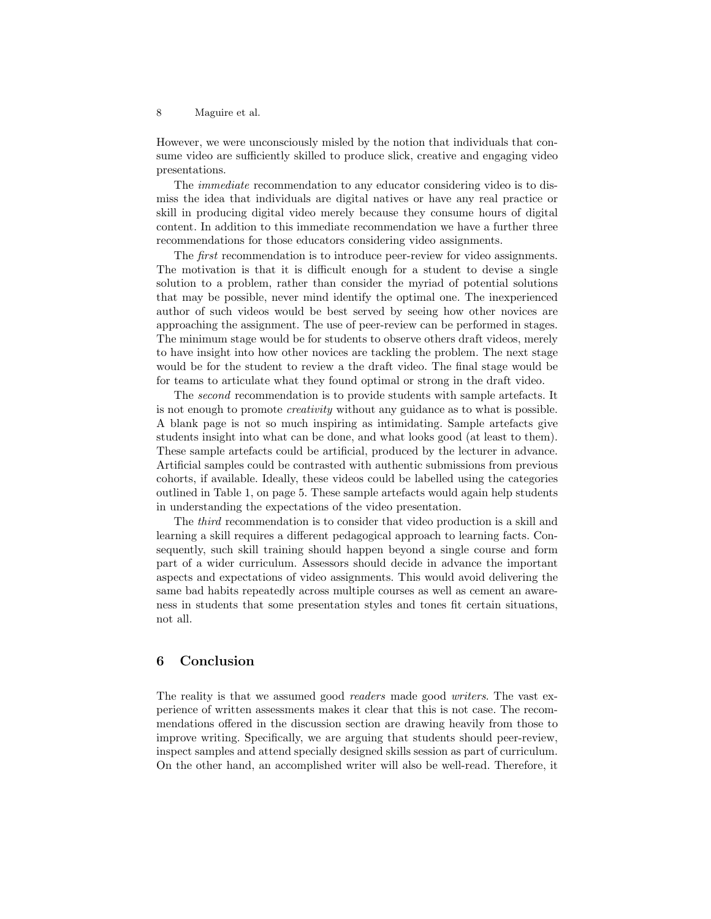However, we were unconsciously misled by the notion that individuals that consume video are sufficiently skilled to produce slick, creative and engaging video presentations.

The *immediate* recommendation to any educator considering video is to dismiss the idea that individuals are digital natives or have any real practice or skill in producing digital video merely because they consume hours of digital content. In addition to this immediate recommendation we have a further three recommendations for those educators considering video assignments.

The *first* recommendation is to introduce peer-review for video assignments. The motivation is that it is difficult enough for a student to devise a single solution to a problem, rather than consider the myriad of potential solutions that may be possible, never mind identify the optimal one. The inexperienced author of such videos would be best served by seeing how other novices are approaching the assignment. The use of peer-review can be performed in stages. The minimum stage would be for students to observe others draft videos, merely to have insight into how other novices are tackling the problem. The next stage would be for the student to review a the draft video. The final stage would be for teams to articulate what they found optimal or strong in the draft video.

The *second* recommendation is to provide students with sample artefacts. It is not enough to promote *creativity* without any guidance as to what is possible. A blank page is not so much inspiring as intimidating. Sample artefacts give students insight into what can be done, and what looks good (at least to them). These sample artefacts could be artificial, produced by the lecturer in advance. Artificial samples could be contrasted with authentic submissions from previous cohorts, if available. Ideally, these videos could be labelled using the categories outlined in Table 1, on page 5. These sample artefacts would again help students in understanding the expectations of the video presentation.

The *third* recommendation is to consider that video production is a skill and learning a skill requires a different pedagogical approach to learning facts. Consequently, such skill training should happen beyond a single course and form part of a wider curriculum. Assessors should decide in advance the important aspects and expectations of video assignments. This would avoid delivering the same bad habits repeatedly across multiple courses as well as cement an awareness in students that some presentation styles and tones fit certain situations, not all.

## 6 Conclusion

The reality is that we assumed good *readers* made good *writers*. The vast experience of written assessments makes it clear that this is not case. The recommendations offered in the discussion section are drawing heavily from those to improve writing. Specifically, we are arguing that students should peer-review, inspect samples and attend specially designed skills session as part of curriculum. On the other hand, an accomplished writer will also be well-read. Therefore, it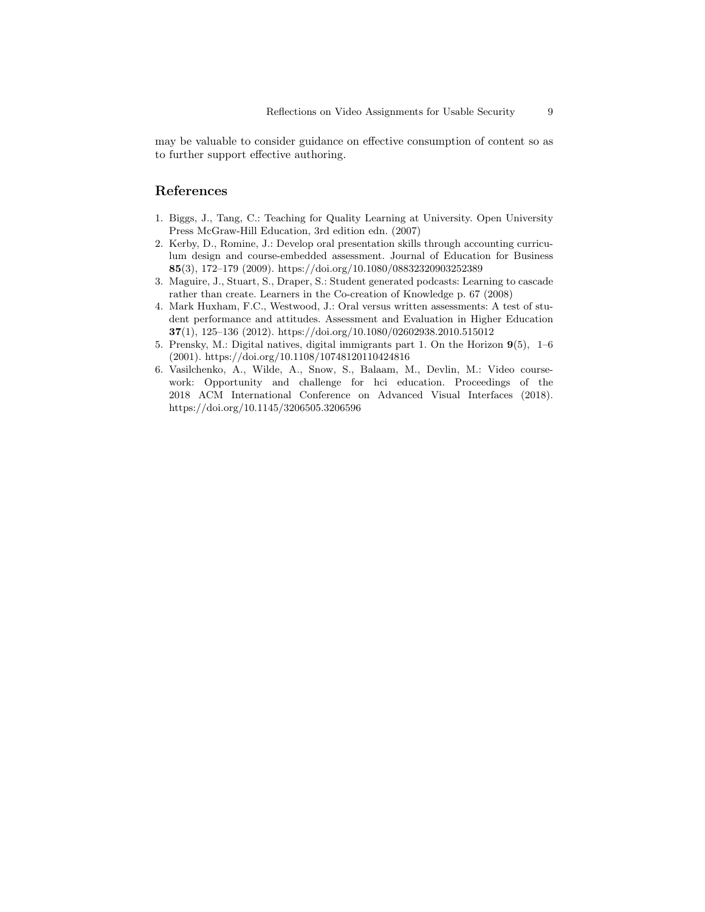may be valuable to consider guidance on effective consumption of content so as to further support effective authoring.

## References

1. Biggs, J., Tang, C.: Teaching for Quality Learning at University. Open University Press McGraw-Hill Education, 3rd edition edn. (2007)
2. Kerby, D., Romine, J.: Develop oral presentation skills through accounting curriculum design and course-embedded assessment. Journal of Education for Business **85**(3), 172–179 (2009). https://doi.org/10.1080/08832320903252389
3. Maguire, J., Stuart, S., Draper, S.: Student generated podcasts: Learning to cascade rather than create. Learners in the Co-creation of Knowledge p. 67 (2008)
4. Mark Huxham, F.C., Westwood, J.: Oral versus written assessments: A test of student performance and attitudes. Assessment and Evaluation in Higher Education **37**(1), 125–136 (2012). https://doi.org/10.1080/02602938.2010.515012
5. Prensky, M.: Digital natives, digital immigrants part 1. On the Horizon **9**(5), 1–6 (2001). https://doi.org/10.1108/10748120110424816
6. Vasilchenko, A., Wilde, A., Snow, S., Balaam, M., Devlin, M.: Video coursework: Opportunity and challenge for hci education. Proceedings of the 2018 ACM International Conference on Advanced Visual Interfaces (2018). https://doi.org/10.1145/3206505.3206596